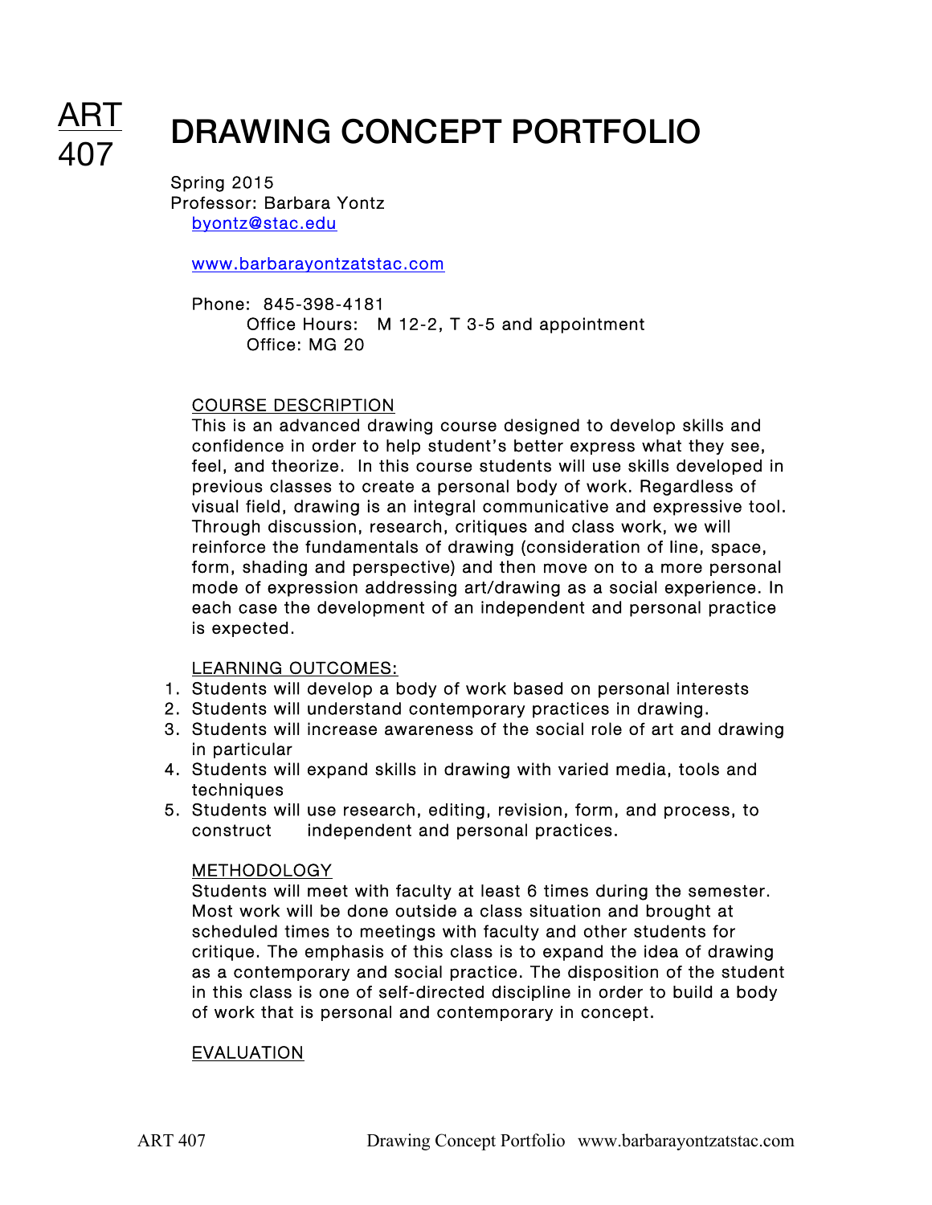# ART 407 DRAWING CONCEPT PORTFOLIO

Spring 2015
Professor: Barbara Yontz
byontz@stac.edu

www.barbarayontzatstac.com

Phone: 845-398-4181
Office Hours: M 12-2, T 3-5 and appointment
Office: MG 20

## COURSE DESCRIPTION

This is an advanced drawing course designed to develop skills and confidence in order to help student's better express what they see, feel, and theorize. In this course students will use skills developed in previous classes to create a personal body of work. Regardless of visual field, drawing is an integral communicative and expressive tool. Through discussion, research, critiques and class work, we will reinforce the fundamentals of drawing (consideration of line, space, form, shading and perspective) and then move on to a more personal mode of expression addressing art/drawing as a social experience. In each case the development of an independent and personal practice is expected.

## LEARNING OUTCOMES:

1. Students will develop a body of work based on personal interests
2. Students will understand contemporary practices in drawing.
3. Students will increase awareness of the social role of art and drawing in particular
4. Students will expand skills in drawing with varied media, tools and techniques
5. Students will use research, editing, revision, form, and process, to construct independent and personal practices.

## METHODOLOGY

Students will meet with faculty at least 6 times during the semester. Most work will be done outside a class situation and brought at scheduled times to meetings with faculty and other students for critique. The emphasis of this class is to expand the idea of drawing as a contemporary and social practice. The disposition of the student in this class is one of self-directed discipline in order to build a body of work that is personal and contemporary in concept.

## EVALUATION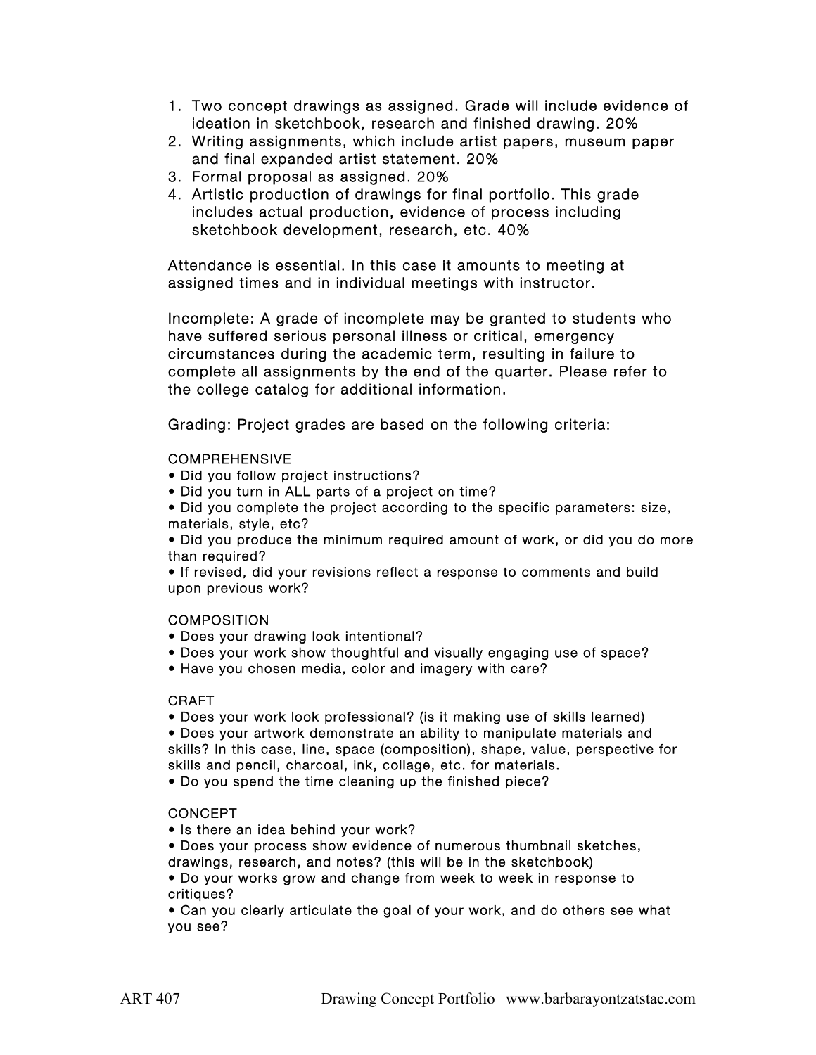1. Two concept drawings as assigned. Grade will include evidence of ideation in sketchbook, research and finished drawing. 20%
2. Writing assignments, which include artist papers, museum paper and final expanded artist statement. 20%
3. Formal proposal as assigned. 20%
4. Artistic production of drawings for final portfolio. This grade includes actual production, evidence of process including sketchbook development, research, etc. 40%

Attendance is essential. In this case it amounts to meeting at assigned times and in individual meetings with instructor.

Incomplete: A grade of incomplete may be granted to students who have suffered serious personal illness or critical, emergency circumstances during the academic term, resulting in failure to complete all assignments by the end of the quarter. Please refer to the college catalog for additional information.

Grading: Project grades are based on the following criteria:

COMPREHENSIVE

- Did you follow project instructions?
- Did you turn in ALL parts of a project on time?
- Did you complete the project according to the specific parameters: size, materials, style, etc?
- Did you produce the minimum required amount of work, or did you do more than required?
- If revised, did your revisions reflect a response to comments and build upon previous work?

COMPOSITION

- Does your drawing look intentional?
- Does your work show thoughtful and visually engaging use of space?
- Have you chosen media, color and imagery with care?

CRAFT

- Does your work look professional? (is it making use of skills learned)
- Does your artwork demonstrate an ability to manipulate materials and skills? In this case, line, space (composition), shape, value, perspective for skills and pencil, charcoal, ink, collage, etc. for materials.
- Do you spend the time cleaning up the finished piece?

CONCEPT

- Is there an idea behind your work?
- Does your process show evidence of numerous thumbnail sketches, drawings, research, and notes? (this will be in the sketchbook)
- Do your works grow and change from week to week in response to critiques?
- Can you clearly articulate the goal of your work, and do others see what you see?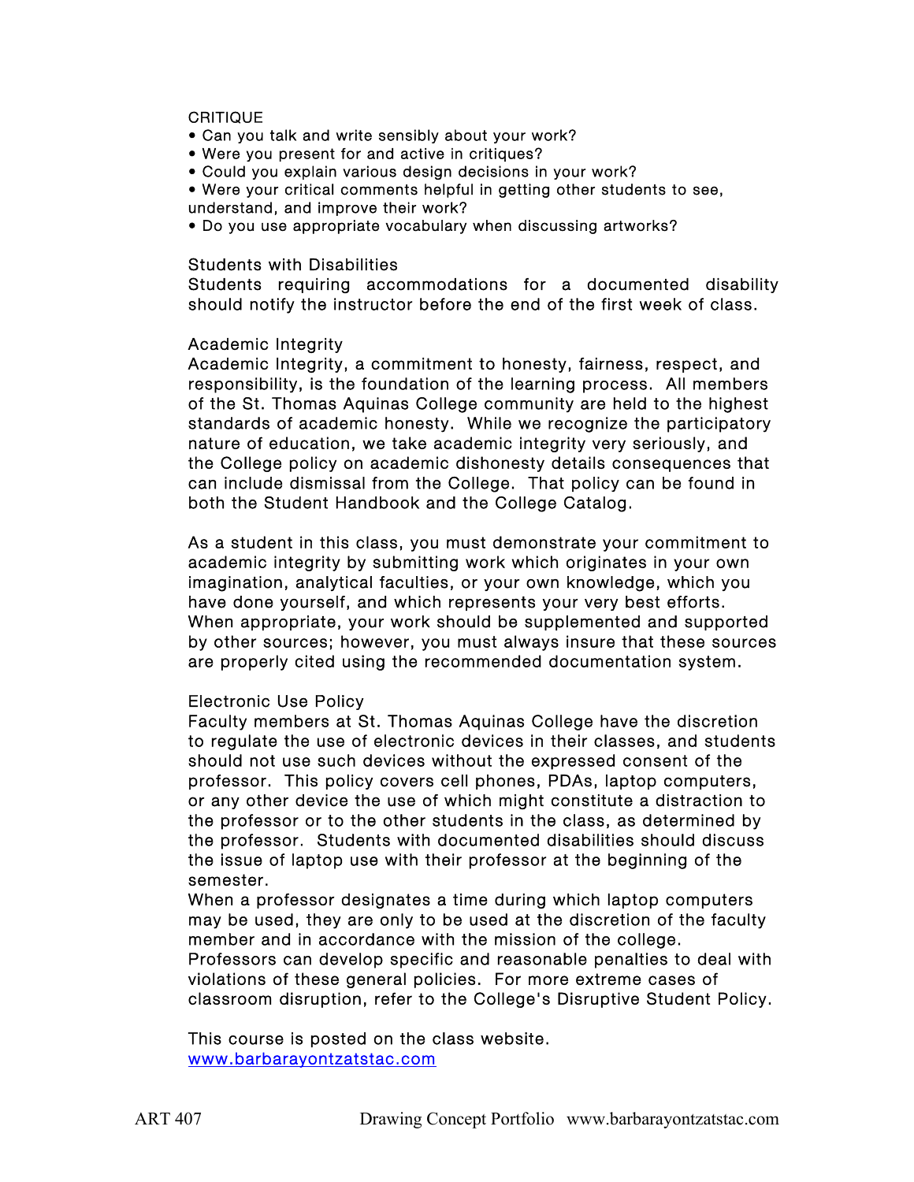CRITIQUE

- Can you talk and write sensibly about your work?
- Were you present for and active in critiques?
- Could you explain various design decisions in your work?
- Were your critical comments helpful in getting other students to see, understand, and improve their work?
- Do you use appropriate vocabulary when discussing artworks?

Students with Disabilities

Students requiring accommodations for a documented disability should notify the instructor before the end of the first week of class.

Academic Integrity

Academic Integrity, a commitment to honesty, fairness, respect, and responsibility, is the foundation of the learning process. All members of the St. Thomas Aquinas College community are held to the highest standards of academic honesty. While we recognize the participatory nature of education, we take academic integrity very seriously, and the College policy on academic dishonesty details consequences that can include dismissal from the College. That policy can be found in both the Student Handbook and the College Catalog.

As a student in this class, you must demonstrate your commitment to academic integrity by submitting work which originates in your own imagination, analytical faculties, or your own knowledge, which you have done yourself, and which represents your very best efforts. When appropriate, your work should be supplemented and supported by other sources; however, you must always insure that these sources are properly cited using the recommended documentation system.

Electronic Use Policy

Faculty members at St. Thomas Aquinas College have the discretion to regulate the use of electronic devices in their classes, and students should not use such devices without the expressed consent of the professor. This policy covers cell phones, PDAs, laptop computers, or any other device the use of which might constitute a distraction to the professor or to the other students in the class, as determined by the professor. Students with documented disabilities should discuss the issue of laptop use with their professor at the beginning of the semester.

When a professor designates a time during which laptop computers may be used, they are only to be used at the discretion of the faculty member and in accordance with the mission of the college.

Professors can develop specific and reasonable penalties to deal with violations of these general policies. For more extreme cases of classroom disruption, refer to the College's Disruptive Student Policy.

This course is posted on the class website.
[www.barbarayontzatstac.com](http://www.barbarayontzatstac.com)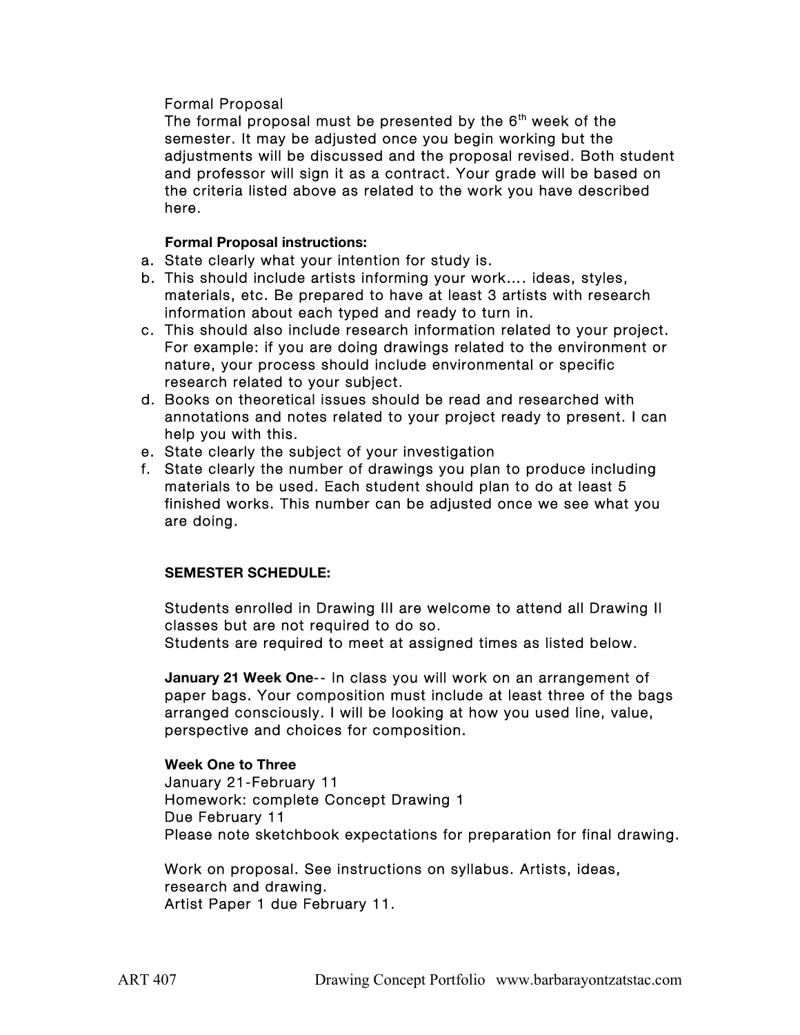Formal Proposal

The formal proposal must be presented by the 6th week of the semester. It may be adjusted once you begin working but the adjustments will be discussed and the proposal revised. Both student and professor will sign it as a contract. Your grade will be based on the criteria listed above as related to the work you have described here.

**Formal Proposal instructions:**

a. State clearly what your intention for study is.
b. This should include artists informing your work…. ideas, styles, materials, etc. Be prepared to have at least 3 artists with research information about each typed and ready to turn in.
c. This should also include research information related to your project. For example: if you are doing drawings related to the environment or nature, your process should include environmental or specific research related to your subject.
d. Books on theoretical issues should be read and researched with annotations and notes related to your project ready to present. I can help you with this.
e. State clearly the subject of your investigation
f. State clearly the number of drawings you plan to produce including materials to be used. Each student should plan to do at least 5 finished works. This number can be adjusted once we see what you are doing.

**SEMESTER SCHEDULE:**

Students enrolled in Drawing III are welcome to attend all Drawing II classes but are not required to do so.
Students are required to meet at assigned times as listed below.

**January 21 Week One**-- In class you will work on an arrangement of paper bags. Your composition must include at least three of the bags arranged consciously. I will be looking at how you used line, value, perspective and choices for composition.

**Week One to Three**
January 21-February 11
Homework: complete Concept Drawing 1
Due February 11
Please note sketchbook expectations for preparation for final drawing.

Work on proposal. See instructions on syllabus. Artists, ideas, research and drawing.
Artist Paper 1 due February 11.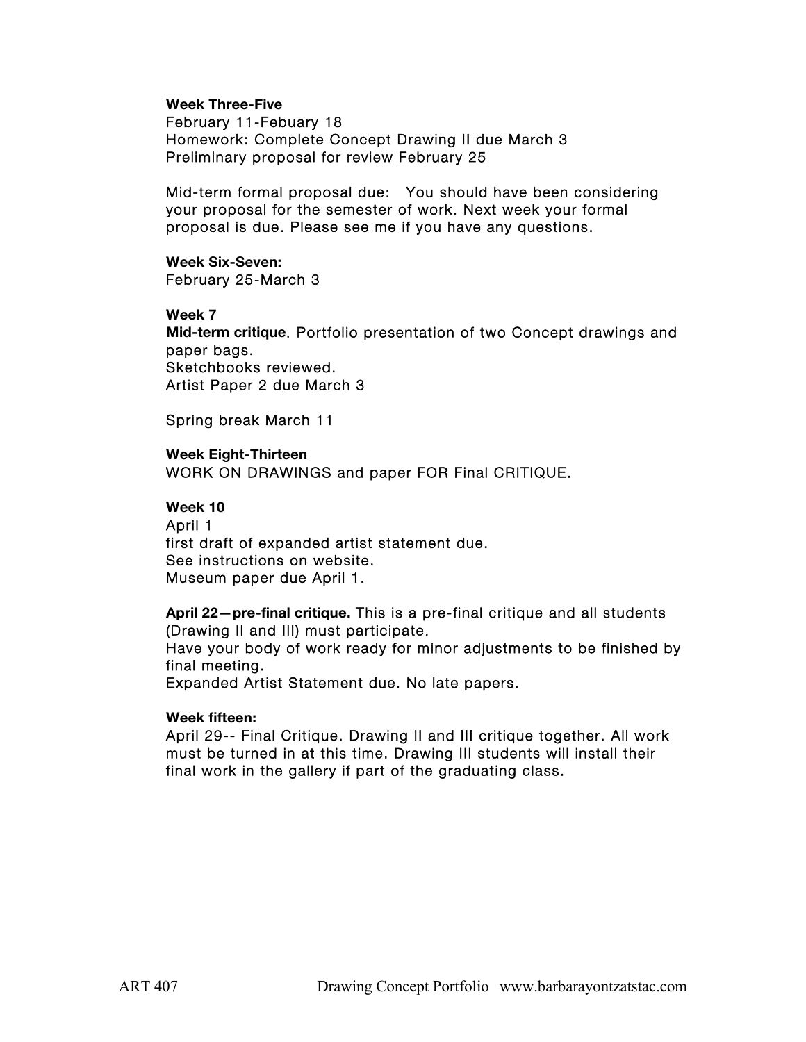**Week Three-Five**
February 11-Febuary 18
Homework: Complete Concept Drawing II due March 3
Preliminary proposal for review February 25

Mid-term formal proposal due: You should have been considering your proposal for the semester of work. Next week your formal proposal is due. Please see me if you have any questions.

**Week Six-Seven:**
February 25-March 3

**Week 7**
**Mid-term critique**. Portfolio presentation of two Concept drawings and paper bags.
Sketchbooks reviewed.
Artist Paper 2 due March 3

Spring break March 11

**Week Eight-Thirteen**
WORK ON DRAWINGS and paper FOR Final CRITIQUE.

**Week 10**
April 1
first draft of expanded artist statement due.
See instructions on website.
Museum paper due April 1.

**April 22—pre-final critique.** This is a pre-final critique and all students (Drawing II and III) must participate.
Have your body of work ready for minor adjustments to be finished by final meeting.
Expanded Artist Statement due. No late papers.

**Week fifteen:**
April 29-- Final Critique. Drawing II and III critique together. All work must be turned in at this time. Drawing III students will install their final work in the gallery if part of the graduating class.